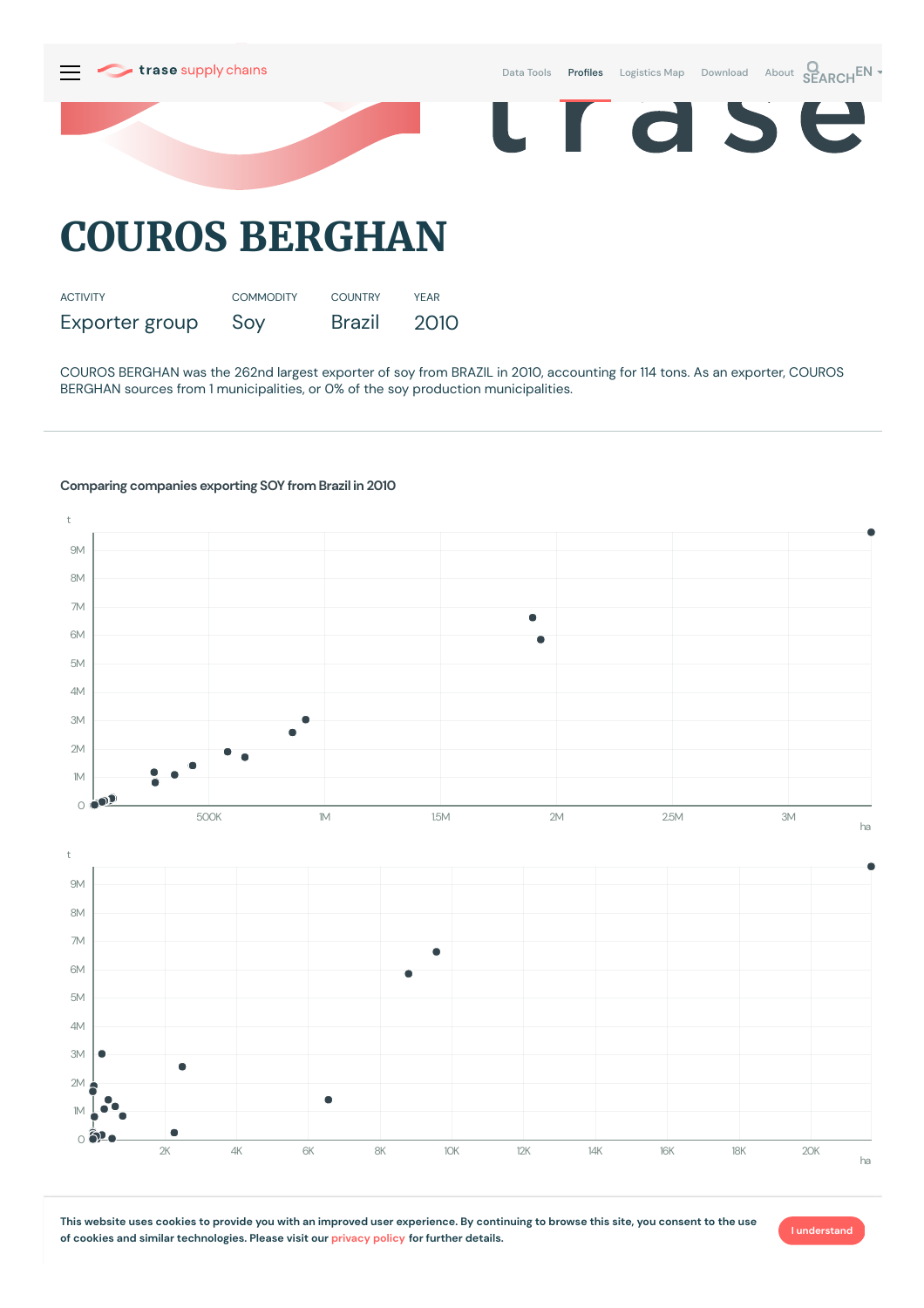# COUROS BERGHAN

| ACTIVITY | COMMODITY | COUNTRY | YEAR |
|---|---|---|---|
| Exporter group | Soy | Brazil | 2010 |

COUROS BERGHAN was the 262nd largest exporter of soy from BRAZIL in 2010, accounting for 114 tons. As an exporter, COUROS BERGHAN sources from 1 municipalities, or 0% of the soy production municipalities.

## Comparing companies exporting SOY from Brazil in 2010

This website uses cookies to provide you with an improved user experience. By continuing to browse this site, you consent to the use of cookies and similar technologies. Please visit our privacy policy for further details.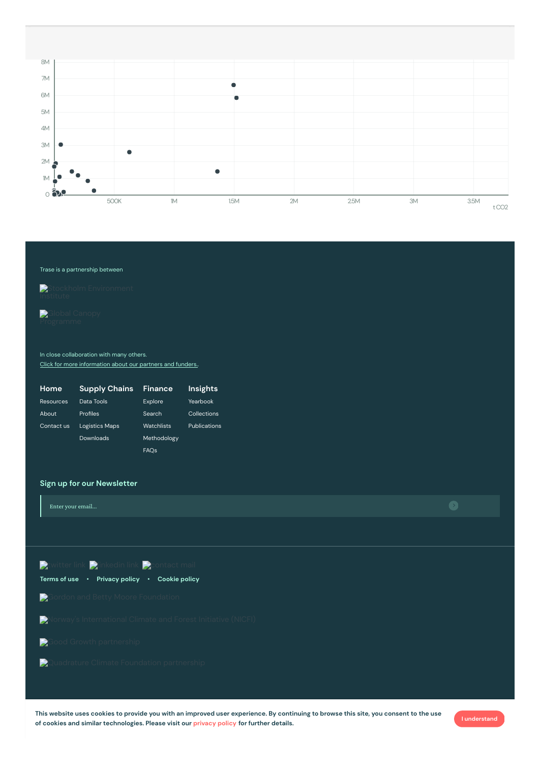8M
7M
6M
5M
4M
3M
2M
1M
0

500K
1M
1.5M
2M
2.5M
3M
3.5M
t CO2

Trase is a partnership between

Stockholm Environment Institute

Global Canopy Programme

In close collaboration with many others.
Click for more information about our partners and funders.

**Home**
- Resources
- About
- Contact us

**Supply Chains**
- Data Tools
- Profiles
- Logistics Maps
- Downloads

**Finance**
- Explore
- Search
- Watchlists
- Methodology
- FAQs

**Insights**
- Yearbook
- Collections
- Publications

## Sign up for our Newsletter

Enter your email...

twitter link linkedin link contact mail

Terms of use • Privacy policy • Cookie policy

Gordon and Betty Moore Foundation

Norway's International Climate and Forest Initiative (NICFI)

Good Growth partnership

Quadrature Climate Foundation partnership

This website uses cookies to provide you with an improved user experience. By continuing to browse this site, you consent to the use of cookies and similar technologies. Please visit our privacy policy for further details.

I understand